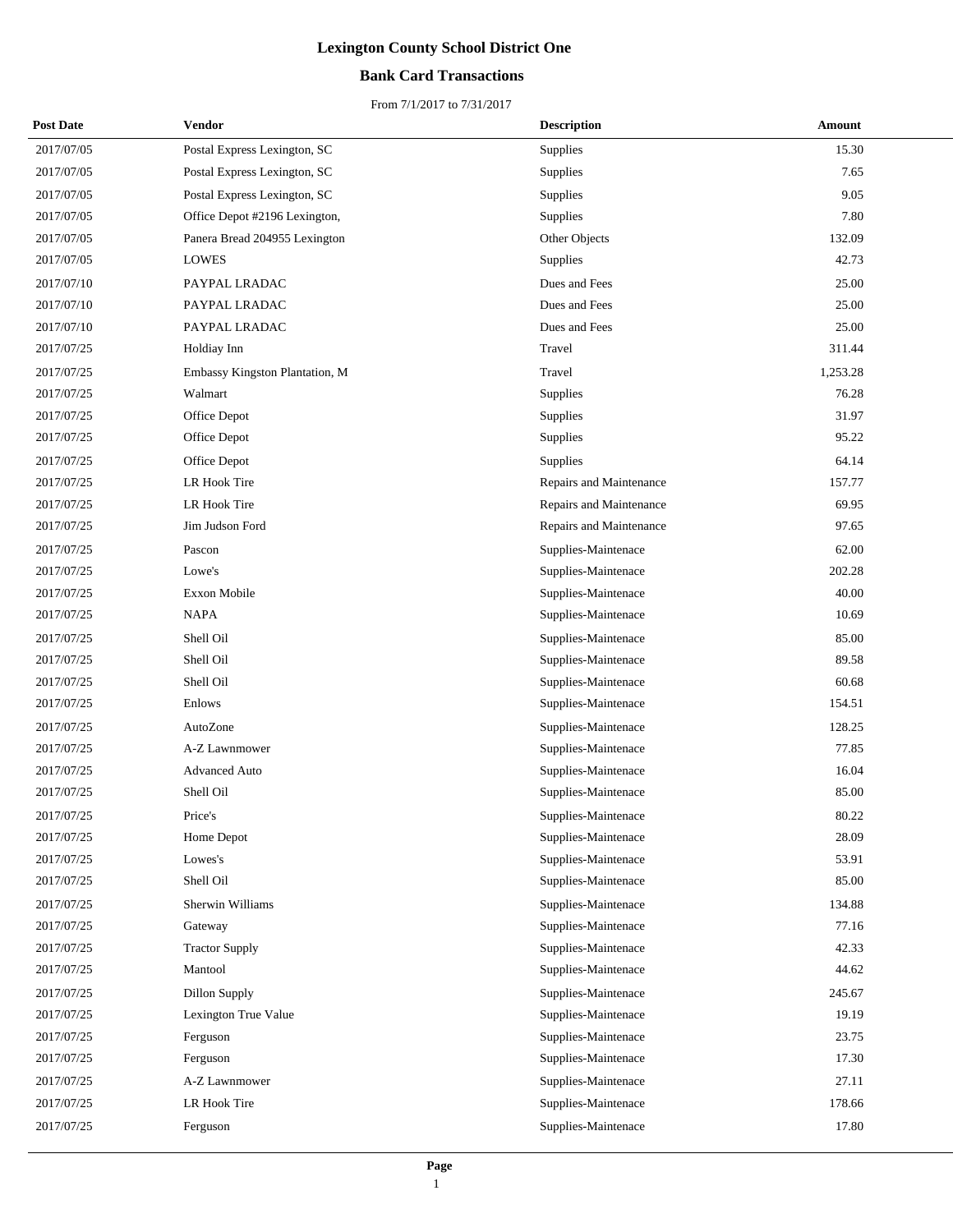# Lexington County School District One

## Bank Card Transactions

From 7/1/2017 to 7/31/2017

| Post Date | Vendor | Description | Amount |
|---|---|---|---|
| 2017/07/05 | Postal Express Lexington, SC | Supplies | 15.30 |
| 2017/07/05 | Postal Express Lexington, SC | Supplies | 7.65 |
| 2017/07/05 | Postal Express Lexington, SC | Supplies | 9.05 |
| 2017/07/05 | Office Depot #2196 Lexington, | Supplies | 7.80 |
| 2017/07/05 | Panera Bread 204955 Lexington | Other Objects | 132.09 |
| 2017/07/05 | LOWES | Supplies | 42.73 |
| 2017/07/10 | PAYPAL LRADAC | Dues and Fees | 25.00 |
| 2017/07/10 | PAYPAL LRADAC | Dues and Fees | 25.00 |
| 2017/07/10 | PAYPAL LRADAC | Dues and Fees | 25.00 |
| 2017/07/25 | Holdiay Inn | Travel | 311.44 |
| 2017/07/25 | Embassy Kingston Plantation, M | Travel | 1,253.28 |
| 2017/07/25 | Walmart | Supplies | 76.28 |
| 2017/07/25 | Office Depot | Supplies | 31.97 |
| 2017/07/25 | Office Depot | Supplies | 95.22 |
| 2017/07/25 | Office Depot | Supplies | 64.14 |
| 2017/07/25 | LR Hook Tire | Repairs and Maintenance | 157.77 |
| 2017/07/25 | LR Hook Tire | Repairs and Maintenance | 69.95 |
| 2017/07/25 | Jim Judson Ford | Repairs and Maintenance | 97.65 |
| 2017/07/25 | Pascon | Supplies-Maintenace | 62.00 |
| 2017/07/25 | Lowe's | Supplies-Maintenace | 202.28 |
| 2017/07/25 | Exxon Mobile | Supplies-Maintenace | 40.00 |
| 2017/07/25 | NAPA | Supplies-Maintenace | 10.69 |
| 2017/07/25 | Shell Oil | Supplies-Maintenace | 85.00 |
| 2017/07/25 | Shell Oil | Supplies-Maintenace | 89.58 |
| 2017/07/25 | Shell Oil | Supplies-Maintenace | 60.68 |
| 2017/07/25 | Enlows | Supplies-Maintenace | 154.51 |
| 2017/07/25 | AutoZone | Supplies-Maintenace | 128.25 |
| 2017/07/25 | A-Z Lawnmower | Supplies-Maintenace | 77.85 |
| 2017/07/25 | Advanced Auto | Supplies-Maintenace | 16.04 |
| 2017/07/25 | Shell Oil | Supplies-Maintenace | 85.00 |
| 2017/07/25 | Price's | Supplies-Maintenace | 80.22 |
| 2017/07/25 | Home Depot | Supplies-Maintenace | 28.09 |
| 2017/07/25 | Lowes's | Supplies-Maintenace | 53.91 |
| 2017/07/25 | Shell Oil | Supplies-Maintenace | 85.00 |
| 2017/07/25 | Sherwin Williams | Supplies-Maintenace | 134.88 |
| 2017/07/25 | Gateway | Supplies-Maintenace | 77.16 |
| 2017/07/25 | Tractor Supply | Supplies-Maintenace | 42.33 |
| 2017/07/25 | Mantool | Supplies-Maintenace | 44.62 |
| 2017/07/25 | Dillon Supply | Supplies-Maintenace | 245.67 |
| 2017/07/25 | Lexington True Value | Supplies-Maintenace | 19.19 |
| 2017/07/25 | Ferguson | Supplies-Maintenace | 23.75 |
| 2017/07/25 | Ferguson | Supplies-Maintenace | 17.30 |
| 2017/07/25 | A-Z Lawnmower | Supplies-Maintenace | 27.11 |
| 2017/07/25 | LR Hook Tire | Supplies-Maintenace | 178.66 |
| 2017/07/25 | Ferguson | Supplies-Maintenace | 17.80 |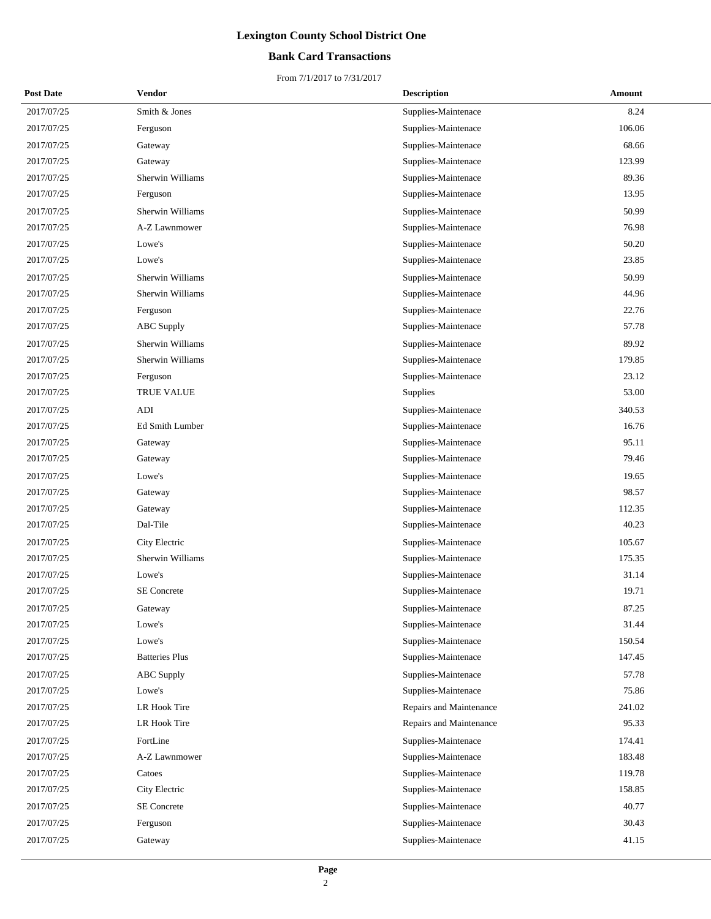# Lexington County School District One

## Bank Card Transactions

From 7/1/2017 to 7/31/2017

| Post Date | Vendor | Description | Amount |
|---|---|---|---|
| 2017/07/25 | Smith & Jones | Supplies-Maintenace | 8.24 |
| 2017/07/25 | Ferguson | Supplies-Maintenace | 106.06 |
| 2017/07/25 | Gateway | Supplies-Maintenace | 68.66 |
| 2017/07/25 | Gateway | Supplies-Maintenace | 123.99 |
| 2017/07/25 | Sherwin Williams | Supplies-Maintenace | 89.36 |
| 2017/07/25 | Ferguson | Supplies-Maintenace | 13.95 |
| 2017/07/25 | Sherwin Williams | Supplies-Maintenace | 50.99 |
| 2017/07/25 | A-Z Lawnmower | Supplies-Maintenace | 76.98 |
| 2017/07/25 | Lowe's | Supplies-Maintenace | 50.20 |
| 2017/07/25 | Lowe's | Supplies-Maintenace | 23.85 |
| 2017/07/25 | Sherwin Williams | Supplies-Maintenace | 50.99 |
| 2017/07/25 | Sherwin Williams | Supplies-Maintenace | 44.96 |
| 2017/07/25 | Ferguson | Supplies-Maintenace | 22.76 |
| 2017/07/25 | ABC Supply | Supplies-Maintenace | 57.78 |
| 2017/07/25 | Sherwin Williams | Supplies-Maintenace | 89.92 |
| 2017/07/25 | Sherwin Williams | Supplies-Maintenace | 179.85 |
| 2017/07/25 | Ferguson | Supplies-Maintenace | 23.12 |
| 2017/07/25 | TRUE VALUE | Supplies | 53.00 |
| 2017/07/25 | ADI | Supplies-Maintenace | 340.53 |
| 2017/07/25 | Ed Smith Lumber | Supplies-Maintenace | 16.76 |
| 2017/07/25 | Gateway | Supplies-Maintenace | 95.11 |
| 2017/07/25 | Gateway | Supplies-Maintenace | 79.46 |
| 2017/07/25 | Lowe's | Supplies-Maintenace | 19.65 |
| 2017/07/25 | Gateway | Supplies-Maintenace | 98.57 |
| 2017/07/25 | Gateway | Supplies-Maintenace | 112.35 |
| 2017/07/25 | Dal-Tile | Supplies-Maintenace | 40.23 |
| 2017/07/25 | City Electric | Supplies-Maintenace | 105.67 |
| 2017/07/25 | Sherwin Williams | Supplies-Maintenace | 175.35 |
| 2017/07/25 | Lowe's | Supplies-Maintenace | 31.14 |
| 2017/07/25 | SE Concrete | Supplies-Maintenace | 19.71 |
| 2017/07/25 | Gateway | Supplies-Maintenace | 87.25 |
| 2017/07/25 | Lowe's | Supplies-Maintenace | 31.44 |
| 2017/07/25 | Lowe's | Supplies-Maintenace | 150.54 |
| 2017/07/25 | Batteries Plus | Supplies-Maintenace | 147.45 |
| 2017/07/25 | ABC Supply | Supplies-Maintenace | 57.78 |
| 2017/07/25 | Lowe's | Supplies-Maintenace | 75.86 |
| 2017/07/25 | LR Hook Tire | Repairs and Maintenance | 241.02 |
| 2017/07/25 | LR Hook Tire | Repairs and Maintenance | 95.33 |
| 2017/07/25 | FortLine | Supplies-Maintenace | 174.41 |
| 2017/07/25 | A-Z Lawnmower | Supplies-Maintenace | 183.48 |
| 2017/07/25 | Catoes | Supplies-Maintenace | 119.78 |
| 2017/07/25 | City Electric | Supplies-Maintenace | 158.85 |
| 2017/07/25 | SE Concrete | Supplies-Maintenace | 40.77 |
| 2017/07/25 | Ferguson | Supplies-Maintenace | 30.43 |
| 2017/07/25 | Gateway | Supplies-Maintenace | 41.15 |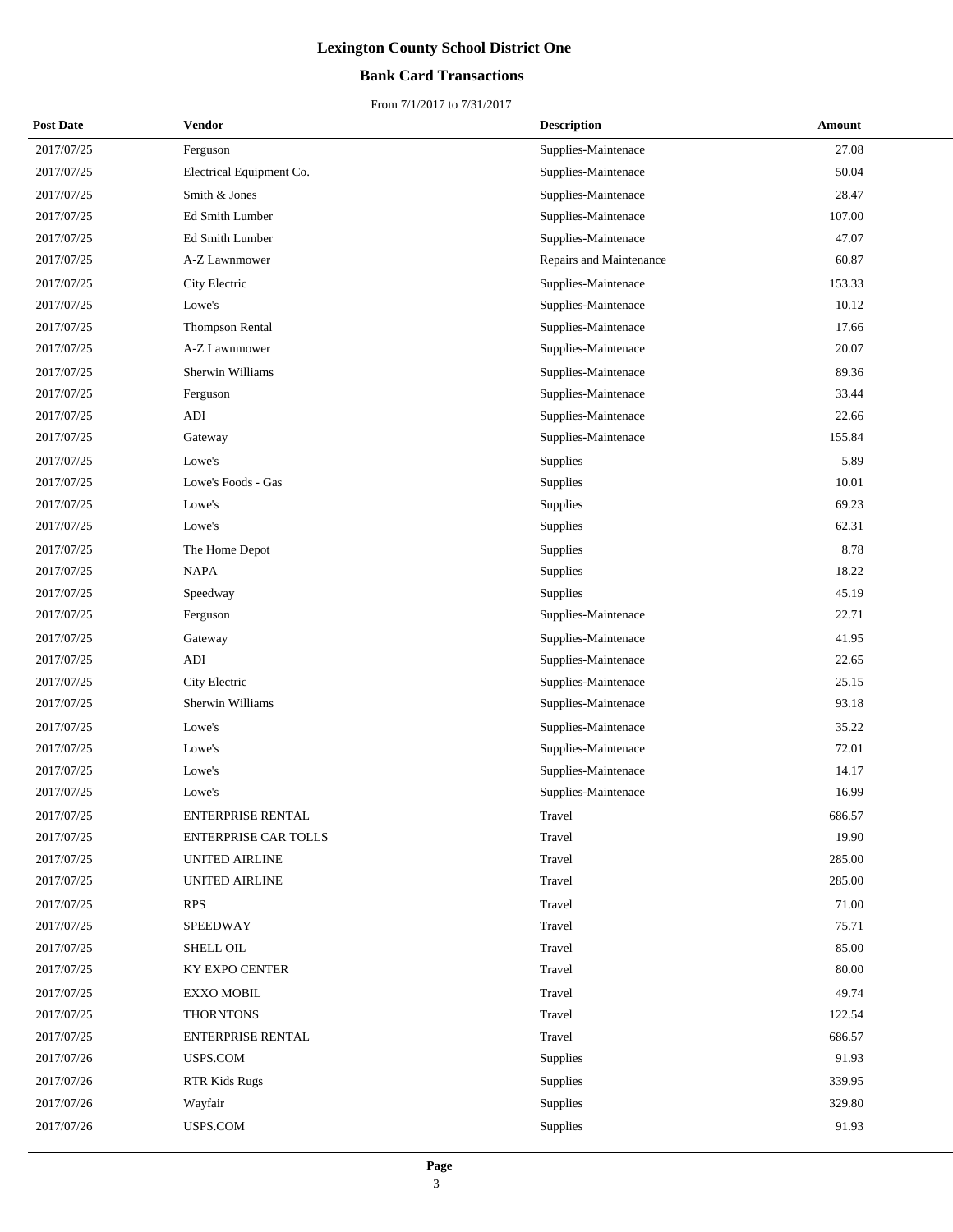# Lexington County School District One

## Bank Card Transactions

From 7/1/2017 to 7/31/2017

| Post Date | Vendor | Description | Amount |
|---|---|---|---|
| 2017/07/25 | Ferguson | Supplies-Maintenace | 27.08 |
| 2017/07/25 | Electrical Equipment Co. | Supplies-Maintenace | 50.04 |
| 2017/07/25 | Smith & Jones | Supplies-Maintenace | 28.47 |
| 2017/07/25 | Ed Smith Lumber | Supplies-Maintenace | 107.00 |
| 2017/07/25 | Ed Smith Lumber | Supplies-Maintenace | 47.07 |
| 2017/07/25 | A-Z Lawnmower | Repairs and Maintenance | 60.87 |
| 2017/07/25 | City Electric | Supplies-Maintenace | 153.33 |
| 2017/07/25 | Lowe's | Supplies-Maintenace | 10.12 |
| 2017/07/25 | Thompson Rental | Supplies-Maintenace | 17.66 |
| 2017/07/25 | A-Z Lawnmower | Supplies-Maintenace | 20.07 |
| 2017/07/25 | Sherwin Williams | Supplies-Maintenace | 89.36 |
| 2017/07/25 | Ferguson | Supplies-Maintenace | 33.44 |
| 2017/07/25 | ADI | Supplies-Maintenace | 22.66 |
| 2017/07/25 | Gateway | Supplies-Maintenace | 155.84 |
| 2017/07/25 | Lowe's | Supplies | 5.89 |
| 2017/07/25 | Lowe's Foods - Gas | Supplies | 10.01 |
| 2017/07/25 | Lowe's | Supplies | 69.23 |
| 2017/07/25 | Lowe's | Supplies | 62.31 |
| 2017/07/25 | The Home Depot | Supplies | 8.78 |
| 2017/07/25 | NAPA | Supplies | 18.22 |
| 2017/07/25 | Speedway | Supplies | 45.19 |
| 2017/07/25 | Ferguson | Supplies-Maintenace | 22.71 |
| 2017/07/25 | Gateway | Supplies-Maintenace | 41.95 |
| 2017/07/25 | ADI | Supplies-Maintenace | 22.65 |
| 2017/07/25 | City Electric | Supplies-Maintenace | 25.15 |
| 2017/07/25 | Sherwin Williams | Supplies-Maintenace | 93.18 |
| 2017/07/25 | Lowe's | Supplies-Maintenace | 35.22 |
| 2017/07/25 | Lowe's | Supplies-Maintenace | 72.01 |
| 2017/07/25 | Lowe's | Supplies-Maintenace | 14.17 |
| 2017/07/25 | Lowe's | Supplies-Maintenace | 16.99 |
| 2017/07/25 | ENTERPRISE RENTAL | Travel | 686.57 |
| 2017/07/25 | ENTERPRISE CAR TOLLS | Travel | 19.90 |
| 2017/07/25 | UNITED AIRLINE | Travel | 285.00 |
| 2017/07/25 | UNITED AIRLINE | Travel | 285.00 |
| 2017/07/25 | RPS | Travel | 71.00 |
| 2017/07/25 | SPEEDWAY | Travel | 75.71 |
| 2017/07/25 | SHELL OIL | Travel | 85.00 |
| 2017/07/25 | KY EXPO CENTER | Travel | 80.00 |
| 2017/07/25 | EXXO MOBIL | Travel | 49.74 |
| 2017/07/25 | THORNTONS | Travel | 122.54 |
| 2017/07/25 | ENTERPRISE RENTAL | Travel | 686.57 |
| 2017/07/26 | USPS.COM | Supplies | 91.93 |
| 2017/07/26 | RTR Kids Rugs | Supplies | 339.95 |
| 2017/07/26 | Wayfair | Supplies | 329.80 |
| 2017/07/26 | USPS.COM | Supplies | 91.93 |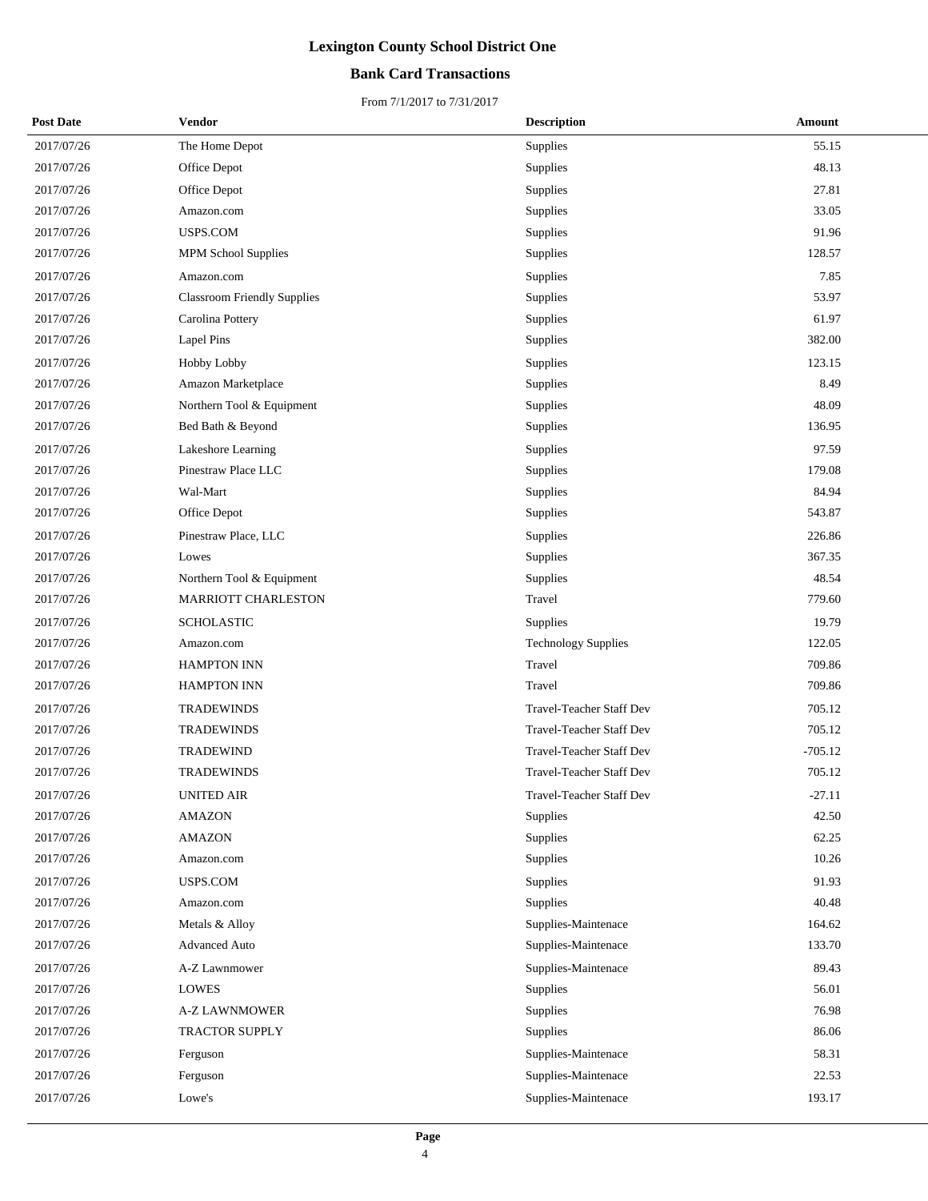# Lexington County School District One

## Bank Card Transactions

From 7/1/2017 to 7/31/2017

| Post Date | Vendor | Description | Amount |
|---|---|---|---|
| 2017/07/26 | The Home Depot | Supplies | 55.15 |
| 2017/07/26 | Office Depot | Supplies | 48.13 |
| 2017/07/26 | Office Depot | Supplies | 27.81 |
| 2017/07/26 | Amazon.com | Supplies | 33.05 |
| 2017/07/26 | USPS.COM | Supplies | 91.96 |
| 2017/07/26 | MPM School Supplies | Supplies | 128.57 |
| 2017/07/26 | Amazon.com | Supplies | 7.85 |
| 2017/07/26 | Classroom Friendly Supplies | Supplies | 53.97 |
| 2017/07/26 | Carolina Pottery | Supplies | 61.97 |
| 2017/07/26 | Lapel Pins | Supplies | 382.00 |
| 2017/07/26 | Hobby Lobby | Supplies | 123.15 |
| 2017/07/26 | Amazon Marketplace | Supplies | 8.49 |
| 2017/07/26 | Northern Tool & Equipment | Supplies | 48.09 |
| 2017/07/26 | Bed Bath & Beyond | Supplies | 136.95 |
| 2017/07/26 | Lakeshore Learning | Supplies | 97.59 |
| 2017/07/26 | Pinestraw Place LLC | Supplies | 179.08 |
| 2017/07/26 | Wal-Mart | Supplies | 84.94 |
| 2017/07/26 | Office Depot | Supplies | 543.87 |
| 2017/07/26 | Pinestraw Place, LLC | Supplies | 226.86 |
| 2017/07/26 | Lowes | Supplies | 367.35 |
| 2017/07/26 | Northern Tool & Equipment | Supplies | 48.54 |
| 2017/07/26 | MARRIOTT CHARLESTON | Travel | 779.60 |
| 2017/07/26 | SCHOLASTIC | Supplies | 19.79 |
| 2017/07/26 | Amazon.com | Technology Supplies | 122.05 |
| 2017/07/26 | HAMPTON INN | Travel | 709.86 |
| 2017/07/26 | HAMPTON INN | Travel | 709.86 |
| 2017/07/26 | TRADEWINDS | Travel-Teacher Staff Dev | 705.12 |
| 2017/07/26 | TRADEWINDS | Travel-Teacher Staff Dev | 705.12 |
| 2017/07/26 | TRADEWIND | Travel-Teacher Staff Dev | -705.12 |
| 2017/07/26 | TRADEWINDS | Travel-Teacher Staff Dev | 705.12 |
| 2017/07/26 | UNITED AIR | Travel-Teacher Staff Dev | -27.11 |
| 2017/07/26 | AMAZON | Supplies | 42.50 |
| 2017/07/26 | AMAZON | Supplies | 62.25 |
| 2017/07/26 | Amazon.com | Supplies | 10.26 |
| 2017/07/26 | USPS.COM | Supplies | 91.93 |
| 2017/07/26 | Amazon.com | Supplies | 40.48 |
| 2017/07/26 | Metals & Alloy | Supplies-Maintenace | 164.62 |
| 2017/07/26 | Advanced Auto | Supplies-Maintenace | 133.70 |
| 2017/07/26 | A-Z Lawnmower | Supplies-Maintenace | 89.43 |
| 2017/07/26 | LOWES | Supplies | 56.01 |
| 2017/07/26 | A-Z LAWNMOWER | Supplies | 76.98 |
| 2017/07/26 | TRACTOR SUPPLY | Supplies | 86.06 |
| 2017/07/26 | Ferguson | Supplies-Maintenace | 58.31 |
| 2017/07/26 | Ferguson | Supplies-Maintenace | 22.53 |
| 2017/07/26 | Lowe's | Supplies-Maintenace | 193.17 |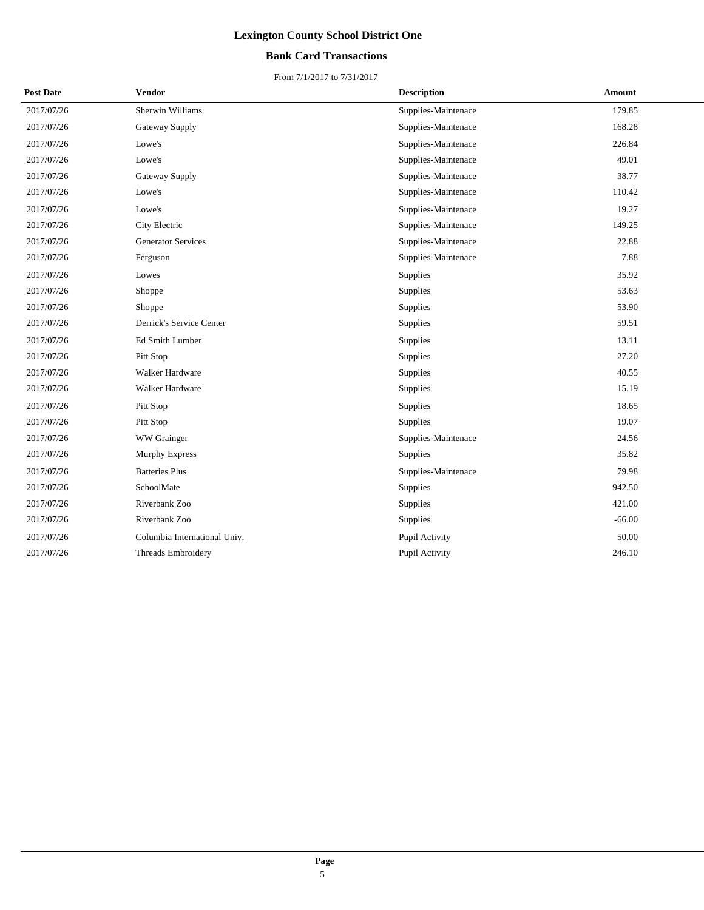# Lexington County School District One

## Bank Card Transactions

From 7/1/2017 to 7/31/2017

| Post Date | Vendor | Description | Amount |
|---|---|---|---|
| 2017/07/26 | Sherwin Williams | Supplies-Maintenace | 179.85 |
| 2017/07/26 | Gateway Supply | Supplies-Maintenace | 168.28 |
| 2017/07/26 | Lowe's | Supplies-Maintenace | 226.84 |
| 2017/07/26 | Lowe's | Supplies-Maintenace | 49.01 |
| 2017/07/26 | Gateway Supply | Supplies-Maintenace | 38.77 |
| 2017/07/26 | Lowe's | Supplies-Maintenace | 110.42 |
| 2017/07/26 | Lowe's | Supplies-Maintenace | 19.27 |
| 2017/07/26 | City Electric | Supplies-Maintenace | 149.25 |
| 2017/07/26 | Generator Services | Supplies-Maintenace | 22.88 |
| 2017/07/26 | Ferguson | Supplies-Maintenace | 7.88 |
| 2017/07/26 | Lowes | Supplies | 35.92 |
| 2017/07/26 | Shoppe | Supplies | 53.63 |
| 2017/07/26 | Shoppe | Supplies | 53.90 |
| 2017/07/26 | Derrick's Service Center | Supplies | 59.51 |
| 2017/07/26 | Ed Smith Lumber | Supplies | 13.11 |
| 2017/07/26 | Pitt Stop | Supplies | 27.20 |
| 2017/07/26 | Walker Hardware | Supplies | 40.55 |
| 2017/07/26 | Walker Hardware | Supplies | 15.19 |
| 2017/07/26 | Pitt Stop | Supplies | 18.65 |
| 2017/07/26 | Pitt Stop | Supplies | 19.07 |
| 2017/07/26 | WW Grainger | Supplies-Maintenace | 24.56 |
| 2017/07/26 | Murphy Express | Supplies | 35.82 |
| 2017/07/26 | Batteries Plus | Supplies-Maintenace | 79.98 |
| 2017/07/26 | SchoolMate | Supplies | 942.50 |
| 2017/07/26 | Riverbank Zoo | Supplies | 421.00 |
| 2017/07/26 | Riverbank Zoo | Supplies | -66.00 |
| 2017/07/26 | Columbia International Univ. | Pupil Activity | 50.00 |
| 2017/07/26 | Threads Embroidery | Pupil Activity | 246.10 |